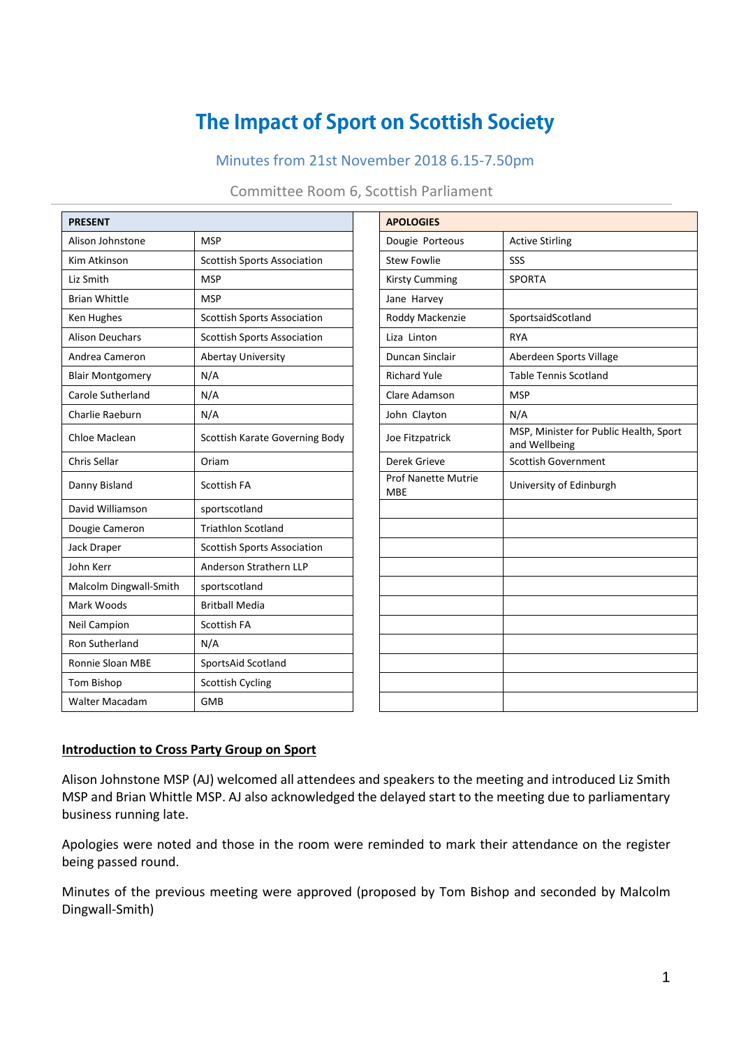# The Impact of Sport on Scottish Society

## Minutes from 21st November 2018 6.15-7.50pm

Committee Room 6, Scottish Parliament

| PRESENT | |
|---|---|
| Alison Johnstone | MSP |
| Kim Atkinson | Scottish Sports Association |
| Liz Smith | MSP |
| Brian Whittle | MSP |
| Ken Hughes | Scottish Sports Association |
| Alison Deuchars | Scottish Sports Association |
| Andrea Cameron | Abertay University |
| Blair Montgomery | N/A |
| Carole Sutherland | N/A |
| Charlie Raeburn | N/A |
| Chloe Maclean | Scottish Karate Governing Body |
| Chris Sellar | Oriam |
| Danny Bisland | Scottish FA |
| David Williamson | sportscotland |
| Dougie Cameron | Triathlon Scotland |
| Jack Draper | Scottish Sports Association |
| John Kerr | Anderson Strathern LLP |
| Malcolm Dingwall-Smith | sportscotland |
| Mark Woods | Britball Media |
| Neil Campion | Scottish FA |
| Ron Sutherland | N/A |
| Ronnie Sloan MBE | SportsAid Scotland |
| Tom Bishop | Scottish Cycling |
| Walter Macadam | GMB |

| APOLOGIES | |
|---|---|
| Dougie Porteous | Active Stirling |
| Stew Fowlie | SSS |
| Kirsty Cumming | SPORTA |
| Jane Harvey | |
| Roddy Mackenzie | SportsaidScotland |
| Liza Linton | RYA |
| Duncan Sinclair | Aberdeen Sports Village |
| Richard Yule | Table Tennis Scotland |
| Clare Adamson | MSP |
| John Clayton | N/A |
| Joe Fitzpatrick | MSP, Minister for Public Health, Sport and Wellbeing |
| Derek Grieve | Scottish Government |
| Prof Nanette Mutrie MBE | University of Edinburgh |

### Introduction to Cross Party Group on Sport

Alison Johnstone MSP (AJ) welcomed all attendees and speakers to the meeting and introduced Liz Smith MSP and Brian Whittle MSP. AJ also acknowledged the delayed start to the meeting due to parliamentary business running late.

Apologies were noted and those in the room were reminded to mark their attendance on the register being passed round.

Minutes of the previous meeting were approved (proposed by Tom Bishop and seconded by Malcolm Dingwall-Smith)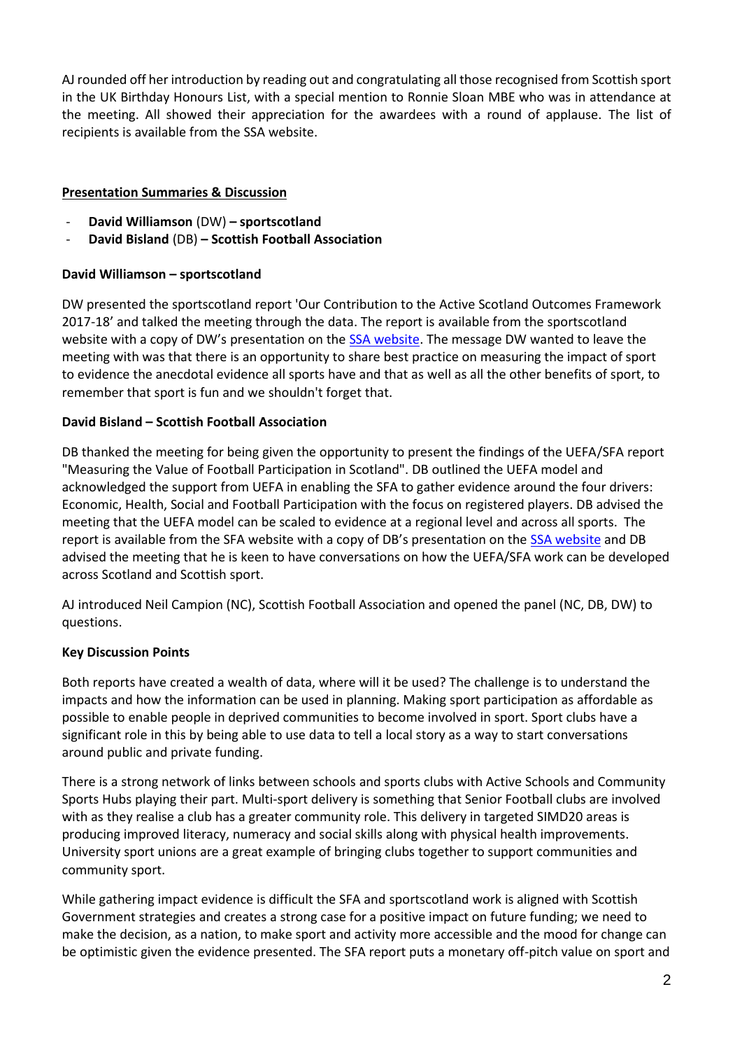AJ rounded off her introduction by reading out and congratulating all those recognised from Scottish sport in the UK Birthday Honours List, with a special mention to Ronnie Sloan MBE who was in attendance at the meeting. All showed their appreciation for the awardees with a round of applause. The list of recipients is available from the SSA website.

## Presentation Summaries & Discussion

- **David Williamson** (DW) **– sportscotland**
- **David Bisland** (DB) **– Scottish Football Association**

### David Williamson – sportscotland

DW presented the sportscotland report 'Our Contribution to the Active Scotland Outcomes Framework 2017-18' and talked the meeting through the data. The report is available from the sportscotland website with a copy of DW's presentation on the SSA website. The message DW wanted to leave the meeting with was that there is an opportunity to share best practice on measuring the impact of sport to evidence the anecdotal evidence all sports have and that as well as all the other benefits of sport, to remember that sport is fun and we shouldn't forget that.

### David Bisland – Scottish Football Association

DB thanked the meeting for being given the opportunity to present the findings of the UEFA/SFA report "Measuring the Value of Football Participation in Scotland". DB outlined the UEFA model and acknowledged the support from UEFA in enabling the SFA to gather evidence around the four drivers: Economic, Health, Social and Football Participation with the focus on registered players. DB advised the meeting that the UEFA model can be scaled to evidence at a regional level and across all sports. The report is available from the SFA website with a copy of DB's presentation on the SSA website and DB advised the meeting that he is keen to have conversations on how the UEFA/SFA work can be developed across Scotland and Scottish sport.

AJ introduced Neil Campion (NC), Scottish Football Association and opened the panel (NC, DB, DW) to questions.

### Key Discussion Points

Both reports have created a wealth of data, where will it be used? The challenge is to understand the impacts and how the information can be used in planning. Making sport participation as affordable as possible to enable people in deprived communities to become involved in sport. Sport clubs have a significant role in this by being able to use data to tell a local story as a way to start conversations around public and private funding.

There is a strong network of links between schools and sports clubs with Active Schools and Community Sports Hubs playing their part. Multi-sport delivery is something that Senior Football clubs are involved with as they realise a club has a greater community role. This delivery in targeted SIMD20 areas is producing improved literacy, numeracy and social skills along with physical health improvements. University sport unions are a great example of bringing clubs together to support communities and community sport.

While gathering impact evidence is difficult the SFA and sportscotland work is aligned with Scottish Government strategies and creates a strong case for a positive impact on future funding; we need to make the decision, as a nation, to make sport and activity more accessible and the mood for change can be optimistic given the evidence presented. The SFA report puts a monetary off-pitch value on sport and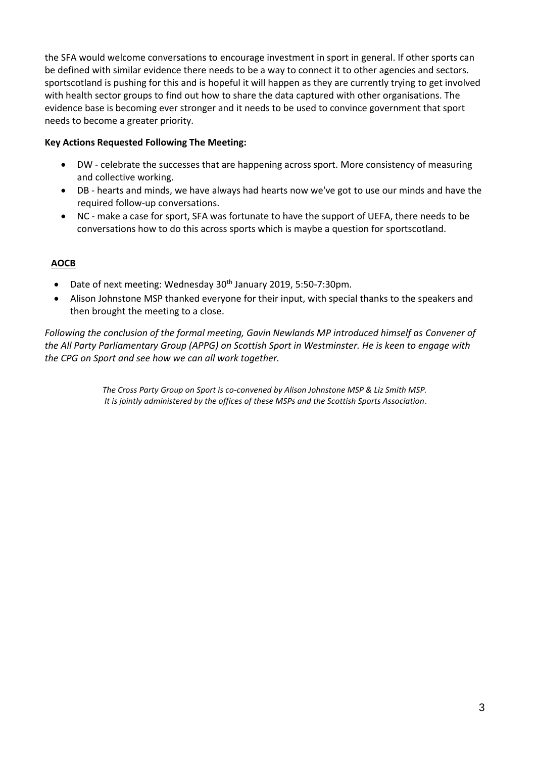the SFA would welcome conversations to encourage investment in sport in general. If other sports can be defined with similar evidence there needs to be a way to connect it to other agencies and sectors. sportscotland is pushing for this and is hopeful it will happen as they are currently trying to get involved with health sector groups to find out how to share the data captured with other organisations. The evidence base is becoming ever stronger and it needs to be used to convince government that sport needs to become a greater priority.

**Key Actions Requested Following The Meeting:**

- DW - celebrate the successes that are happening across sport. More consistency of measuring and collective working.
- DB - hearts and minds, we have always had hearts now we've got to use our minds and have the required follow-up conversations.
- NC - make a case for sport, SFA was fortunate to have the support of UEFA, there needs to be conversations how to do this across sports which is maybe a question for sportscotland.

**AOCB**

- Date of next meeting: Wednesday 30th January 2019, 5:50-7:30pm.
- Alison Johnstone MSP thanked everyone for their input, with special thanks to the speakers and then brought the meeting to a close.

*Following the conclusion of the formal meeting, Gavin Newlands MP introduced himself as Convener of the All Party Parliamentary Group (APPG) on Scottish Sport in Westminster. He is keen to engage with the CPG on Sport and see how we can all work together.*

*The Cross Party Group on Sport is co-convened by Alison Johnstone MSP & Liz Smith MSP. It is jointly administered by the offices of these MSPs and the Scottish Sports Association*.